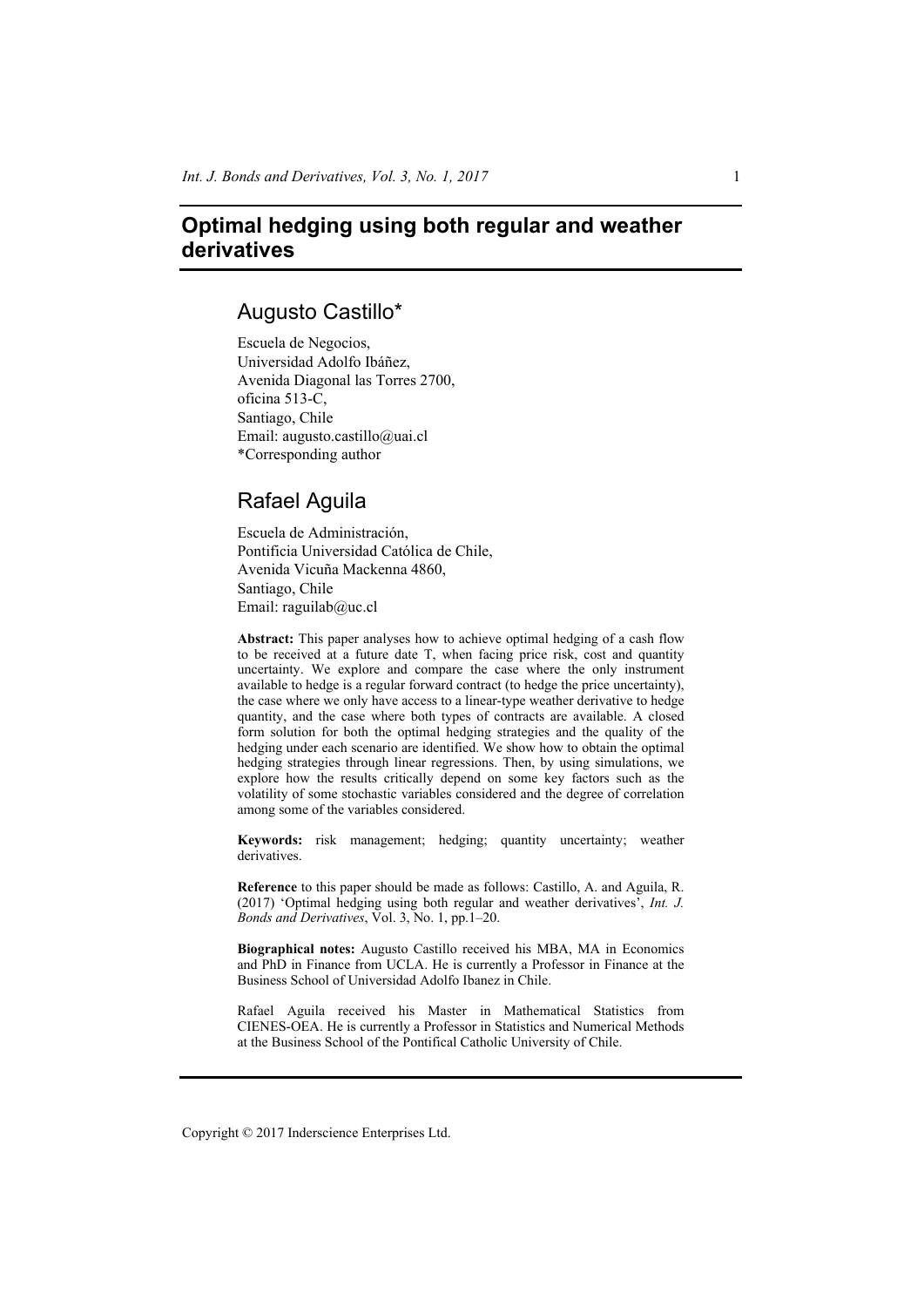# Optimal hedging using both regular and weather derivatives

## Augusto Castillo*

Escuela de Negocios,
Universidad Adolfo Ibáñez,
Avenida Diagonal las Torres 2700,
oficina 513-C,
Santiago, Chile
Email: augusto.castillo@uai.cl
*Corresponding author

## Rafael Aguila

Escuela de Administración,
Pontificia Universidad Católica de Chile,
Avenida Vicuña Mackenna 4860,
Santiago, Chile
Email: raguilab@uc.cl

**Abstract:** This paper analyses how to achieve optimal hedging of a cash flow to be received at a future date T, when facing price risk, cost and quantity uncertainty. We explore and compare the case where the only instrument available to hedge is a regular forward contract (to hedge the price uncertainty), the case where we only have access to a linear-type weather derivative to hedge quantity, and the case where both types of contracts are available. A closed form solution for both the optimal hedging strategies and the quality of the hedging under each scenario are identified. We show how to obtain the optimal hedging strategies through linear regressions. Then, by using simulations, we explore how the results critically depend on some key factors such as the volatility of some stochastic variables considered and the degree of correlation among some of the variables considered.

**Keywords:** risk management; hedging; quantity uncertainty; weather derivatives.

**Reference** to this paper should be made as follows: Castillo, A. and Aguila, R. (2017) 'Optimal hedging using both regular and weather derivatives', *Int. J. Bonds and Derivatives*, Vol. 3, No. 1, pp.1–20.

**Biographical notes:** Augusto Castillo received his MBA, MA in Economics and PhD in Finance from UCLA. He is currently a Professor in Finance at the Business School of Universidad Adolfo Ibanez in Chile.

Rafael Aguila received his Master in Mathematical Statistics from CIENES-OEA. He is currently a Professor in Statistics and Numerical Methods at the Business School of the Pontifical Catholic University of Chile.

Copyright © 2017 Inderscience Enterprises Ltd.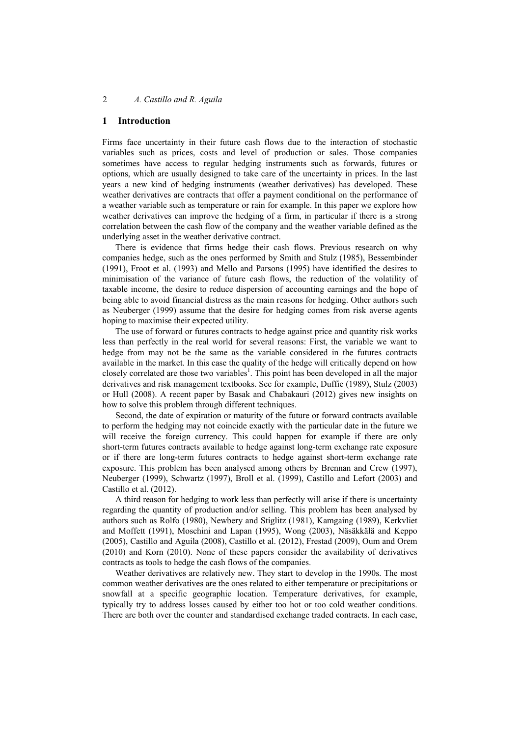## 1 Introduction

Firms face uncertainty in their future cash flows due to the interaction of stochastic variables such as prices, costs and level of production or sales. Those companies sometimes have access to regular hedging instruments such as forwards, futures or options, which are usually designed to take care of the uncertainty in prices. In the last years a new kind of hedging instruments (weather derivatives) has developed. These weather derivatives are contracts that offer a payment conditional on the performance of a weather variable such as temperature or rain for example. In this paper we explore how weather derivatives can improve the hedging of a firm, in particular if there is a strong correlation between the cash flow of the company and the weather variable defined as the underlying asset in the weather derivative contract.

There is evidence that firms hedge their cash flows. Previous research on why companies hedge, such as the ones performed by Smith and Stulz (1985), Bessembinder (1991), Froot et al. (1993) and Mello and Parsons (1995) have identified the desires to minimisation of the variance of future cash flows, the reduction of the volatility of taxable income, the desire to reduce dispersion of accounting earnings and the hope of being able to avoid financial distress as the main reasons for hedging. Other authors such as Neuberger (1999) assume that the desire for hedging comes from risk averse agents hoping to maximise their expected utility.

The use of forward or futures contracts to hedge against price and quantity risk works less than perfectly in the real world for several reasons: First, the variable we want to hedge from may not be the same as the variable considered in the futures contracts available in the market. In this case the quality of the hedge will critically depend on how closely correlated are those two variables[1]. This point has been developed in all the major derivatives and risk management textbooks. See for example, Duffie (1989), Stulz (2003) or Hull (2008). A recent paper by Basak and Chabakauri (2012) gives new insights on how to solve this problem through different techniques.

Second, the date of expiration or maturity of the future or forward contracts available to perform the hedging may not coincide exactly with the particular date in the future we will receive the foreign currency. This could happen for example if there are only short-term futures contracts available to hedge against long-term exchange rate exposure or if there are long-term futures contracts to hedge against short-term exchange rate exposure. This problem has been analysed among others by Brennan and Crew (1997), Neuberger (1999), Schwartz (1997), Broll et al. (1999), Castillo and Lefort (2003) and Castillo et al. (2012).

A third reason for hedging to work less than perfectly will arise if there is uncertainty regarding the quantity of production and/or selling. This problem has been analysed by authors such as Rolfo (1980), Newbery and Stiglitz (1981), Kamgaing (1989), Kerkvliet and Moffett (1991), Moschini and Lapan (1995), Wong (2003), Näsäkkälä and Keppo (2005), Castillo and Aguila (2008), Castillo et al. (2012), Frestad (2009), Oum and Orem (2010) and Korn (2010). None of these papers consider the availability of derivatives contracts as tools to hedge the cash flows of the companies.

Weather derivatives are relatively new. They start to develop in the 1990s. The most common weather derivatives are the ones related to either temperature or precipitations or snowfall at a specific geographic location. Temperature derivatives, for example, typically try to address losses caused by either too hot or too cold weather conditions. There are both over the counter and standardised exchange traded contracts. In each case,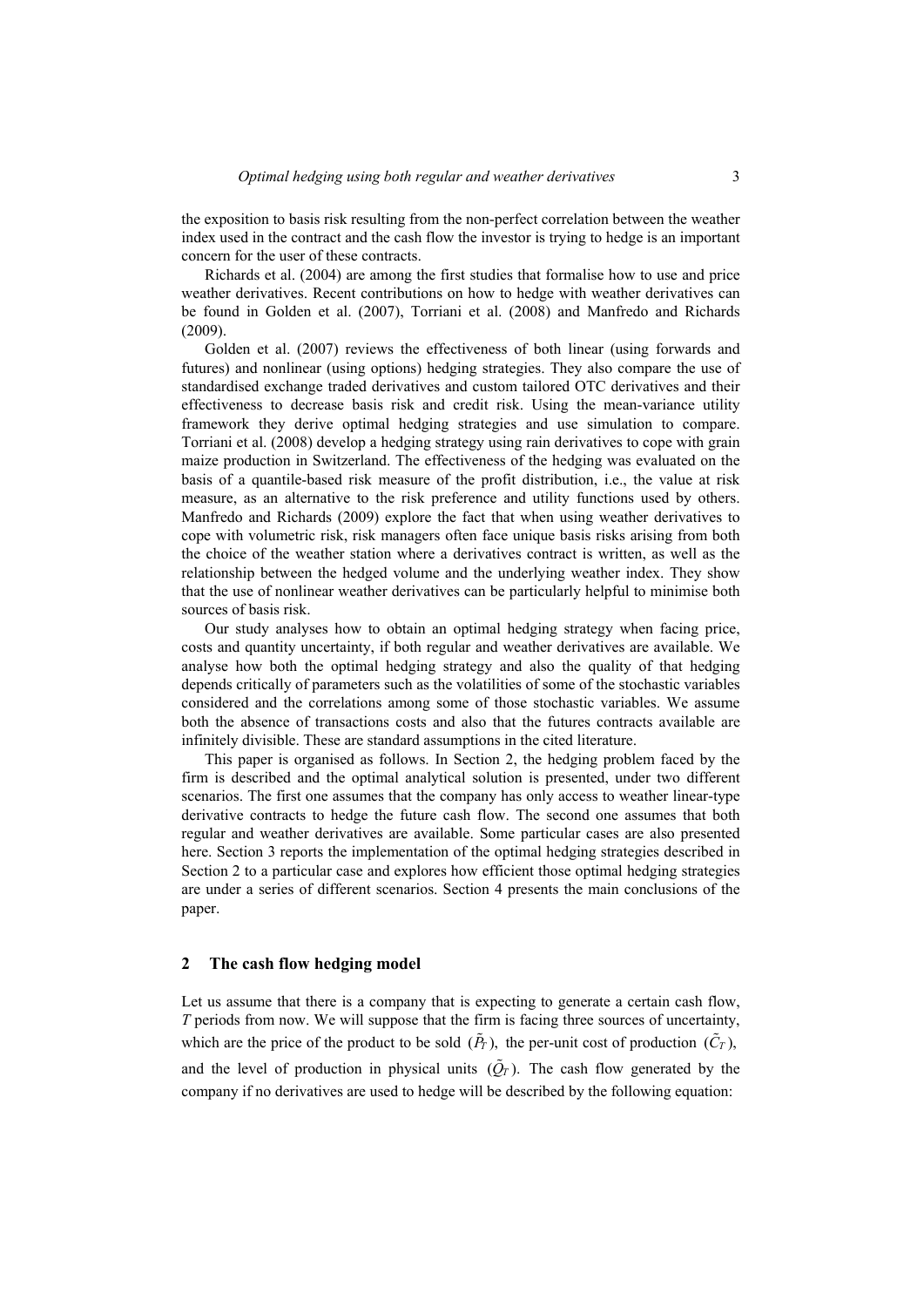the exposition to basis risk resulting from the non-perfect correlation between the weather index used in the contract and the cash flow the investor is trying to hedge is an important concern for the user of these contracts.

Richards et al. (2004) are among the first studies that formalise how to use and price weather derivatives. Recent contributions on how to hedge with weather derivatives can be found in Golden et al. (2007), Torriani et al. (2008) and Manfredo and Richards (2009).

Golden et al. (2007) reviews the effectiveness of both linear (using forwards and futures) and nonlinear (using options) hedging strategies. They also compare the use of standardised exchange traded derivatives and custom tailored OTC derivatives and their effectiveness to decrease basis risk and credit risk. Using the mean-variance utility framework they derive optimal hedging strategies and use simulation to compare. Torriani et al. (2008) develop a hedging strategy using rain derivatives to cope with grain maize production in Switzerland. The effectiveness of the hedging was evaluated on the basis of a quantile-based risk measure of the profit distribution, i.e., the value at risk measure, as an alternative to the risk preference and utility functions used by others. Manfredo and Richards (2009) explore the fact that when using weather derivatives to cope with volumetric risk, risk managers often face unique basis risks arising from both the choice of the weather station where a derivatives contract is written, as well as the relationship between the hedged volume and the underlying weather index. They show that the use of nonlinear weather derivatives can be particularly helpful to minimise both sources of basis risk.

Our study analyses how to obtain an optimal hedging strategy when facing price, costs and quantity uncertainty, if both regular and weather derivatives are available. We analyse how both the optimal hedging strategy and also the quality of that hedging depends critically of parameters such as the volatilities of some of the stochastic variables considered and the correlations among some of those stochastic variables. We assume both the absence of transactions costs and also that the futures contracts available are infinitely divisible. These are standard assumptions in the cited literature.

This paper is organised as follows. In Section 2, the hedging problem faced by the firm is described and the optimal analytical solution is presented, under two different scenarios. The first one assumes that the company has only access to weather linear-type derivative contracts to hedge the future cash flow. The second one assumes that both regular and weather derivatives are available. Some particular cases are also presented here. Section 3 reports the implementation of the optimal hedging strategies described in Section 2 to a particular case and explores how efficient those optimal hedging strategies are under a series of different scenarios. Section 4 presents the main conclusions of the paper.

## 2 The cash flow hedging model

Let us assume that there is a company that is expecting to generate a certain cash flow, $T$ periods from now. We will suppose that the firm is facing three sources of uncertainty, which are the price of the product to be sold $(\tilde{P}_T)$, the per-unit cost of production $(\tilde{C}_T)$, and the level of production in physical units $(\tilde{Q}_T)$. The cash flow generated by the company if no derivatives are used to hedge will be described by the following equation: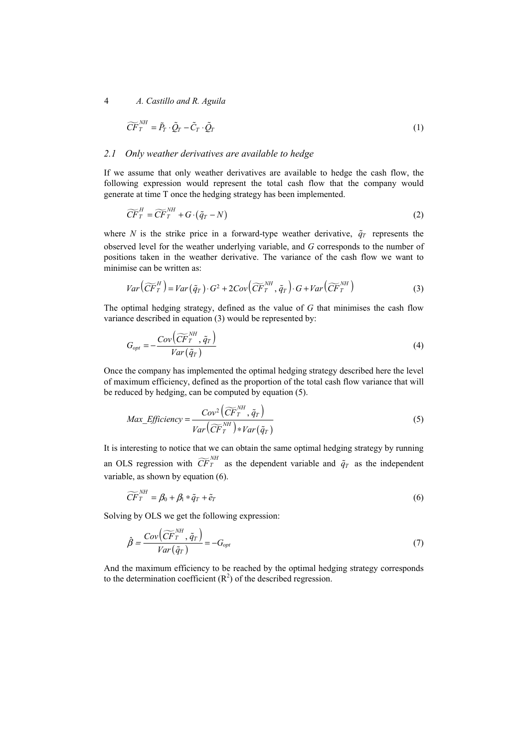$$\widetilde{CF}_T^{NH} = \tilde{P}_T \cdot \tilde{Q}_T - \tilde{C}_T \cdot \tilde{Q}_T \tag{1}$$

### 2.1 Only weather derivatives are available to hedge

If we assume that only weather derivatives are available to hedge the cash flow, the following expression would represent the total cash flow that the company would generate at time T once the hedging strategy has been implemented.

$$\widetilde{CF}_T^{H} = \widetilde{CF}_T^{NH} + G \cdot (\tilde{q}_T - N) \tag{2}$$

where $N$ is the strike price in a forward-type weather derivative, $\tilde{q}_T$ represents the observed level for the weather underlying variable, and $G$ corresponds to the number of positions taken in the weather derivative. The variance of the cash flow we want to minimise can be written as:

$$Var\left(\widetilde{CF}_T^{H}\right) = Var\left(\tilde{q}_T\right) \cdot G^2 + 2Cov\left(\widetilde{CF}_T^{NH}, \tilde{q}_T\right) \cdot G + Var\left(\widetilde{CF}_T^{NH}\right) \tag{3}$$

The optimal hedging strategy, defined as the value of $G$ that minimises the cash flow variance described in equation (3) would be represented by:

$$G_{opt} = -\frac{Cov\left(\widetilde{CF}_T^{NH}, \tilde{q}_T\right)}{Var\left(\tilde{q}_T\right)} \tag{4}$$

Once the company has implemented the optimal hedging strategy described here the level of maximum efficiency, defined as the proportion of the total cash flow variance that will be reduced by hedging, can be computed by equation (5).

$$Max\_Efficiency = \frac{Cov^2\left(\widetilde{CF}_T^{NH}, \tilde{q}_T\right)}{Var\left(\widetilde{CF}_T^{NH}\right) * Var\left(\tilde{q}_T\right)} \tag{5}$$

It is interesting to notice that we can obtain the same optimal hedging strategy by running an OLS regression with $\widetilde{CF}_T^{NH}$ as the dependent variable and $\tilde{q}_T$ as the independent variable, as shown by equation (6).

$$\widetilde{CF}_T^{NH} = \beta_0 + \beta_1 * \tilde{q}_T + \tilde{e}_T \tag{6}$$

Solving by OLS we get the following expression:

$$\hat{\beta} = \frac{Cov\left(\widetilde{CF}_T^{NH}, \tilde{q}_T\right)}{Var\left(\tilde{q}_T\right)} = -G_{opt} \tag{7}$$

And the maximum efficiency to be reached by the optimal hedging strategy corresponds to the determination coefficient ($R^2$) of the described regression.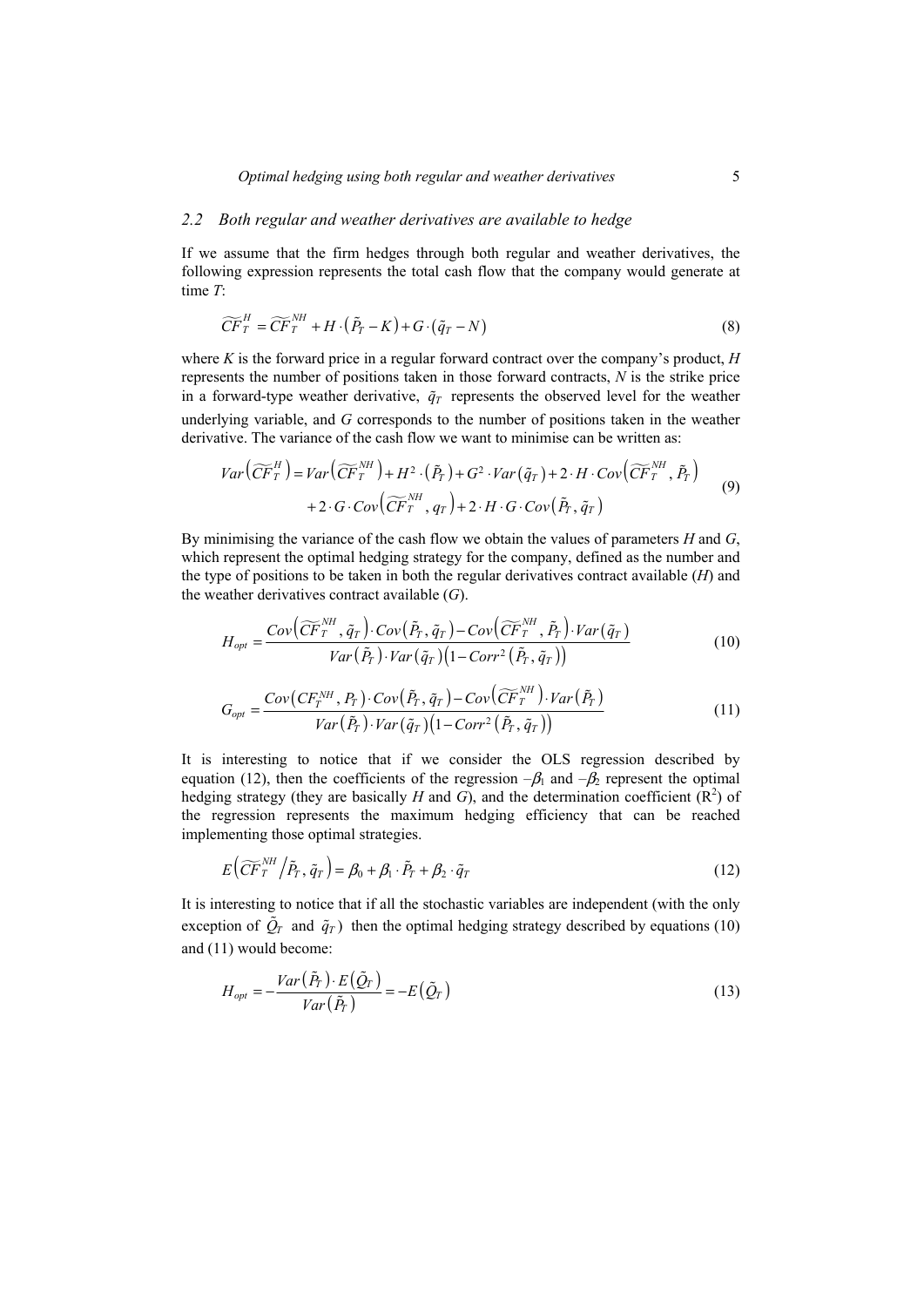## 2.2 Both regular and weather derivatives are available to hedge

If we assume that the firm hedges through both regular and weather derivatives, the following expression represents the total cash flow that the company would generate at time *T*:

$$\widetilde{CF}_T^H = \widetilde{CF}_T^{NH} + H \cdot \left(\tilde{P}_T - K\right) + G \cdot \left(\tilde{q}_T - N\right) \tag{8}$$

where *K* is the forward price in a regular forward contract over the company's product, *H* represents the number of positions taken in those forward contracts, *N* is the strike price in a forward-type weather derivative, $\tilde{q}_T$ represents the observed level for the weather underlying variable, and *G* corresponds to the number of positions taken in the weather derivative. The variance of the cash flow we want to minimise can be written as:

$$\begin{aligned} Var\left(\widetilde{CF}_T^H\right) = {} & Var\left(\widetilde{CF}_T^{NH}\right) + H^2 \cdot \left(\tilde{P}_T\right) + G^2 \cdot Var\left(\tilde{q}_T\right) + 2 \cdot H \cdot Cov\left(\widetilde{CF}_T^{NH}, \tilde{P}_T\right) \\ & + 2 \cdot G \cdot Cov\left(\widetilde{CF}_T^{NH}, q_T\right) + 2 \cdot H \cdot G \cdot Cov\left(\tilde{P}_T, \tilde{q}_T\right) \end{aligned} \tag{9}$$

By minimising the variance of the cash flow we obtain the values of parameters *H* and *G*, which represent the optimal hedging strategy for the company, defined as the number and the type of positions to be taken in both the regular derivatives contract available (*H*) and the weather derivatives contract available (*G*).

$$H_{opt} = \frac{Cov\left(\widetilde{CF}_T^{NH}, \tilde{q}_T\right) \cdot Cov\left(\tilde{P}_T, \tilde{q}_T\right) - Cov\left(\widetilde{CF}_T^{NH}, \tilde{P}_T\right) \cdot Var\left(\tilde{q}_T\right)}{Var\left(\tilde{P}_T\right) \cdot Var\left(\tilde{q}_T\right)\left(1 - Corr^2\left(\tilde{P}_T, \tilde{q}_T\right)\right)} \tag{10}$$

$$G_{opt} = \frac{Cov\left(CF_T^{NH}, P_T\right) \cdot Cov\left(\tilde{P}_T, \tilde{q}_T\right) - Cov\left(\widetilde{CF}_T^{NH}\right) \cdot Var\left(\tilde{P}_T\right)}{Var\left(\tilde{P}_T\right) \cdot Var\left(\tilde{q}_T\right)\left(1 - Corr^2\left(\tilde{P}_T, \tilde{q}_T\right)\right)} \tag{11}$$

It is interesting to notice that if we consider the OLS regression described by equation (12), then the coefficients of the regression $-\beta_1$ and $-\beta_2$ represent the optimal hedging strategy (they are basically *H* and *G*), and the determination coefficient ($R^2$) of the regression represents the maximum hedging efficiency that can be reached implementing those optimal strategies.

$$E\left(\widetilde{CF}_T^{NH} / \tilde{P}_T, \tilde{q}_T\right) = \beta_0 + \beta_1 \cdot \tilde{P}_T + \beta_2 \cdot \tilde{q}_T \tag{12}$$

It is interesting to notice that if all the stochastic variables are independent (with the only exception of $\tilde{Q}_T$ and $\tilde{q}_T$) then the optimal hedging strategy described by equations (10) and (11) would become:

$$H_{opt} = -\frac{Var\left(\tilde{P}_T\right) \cdot E\left(\tilde{Q}_T\right)}{Var\left(\tilde{P}_T\right)} = -E\left(\tilde{Q}_T\right) \tag{13}$$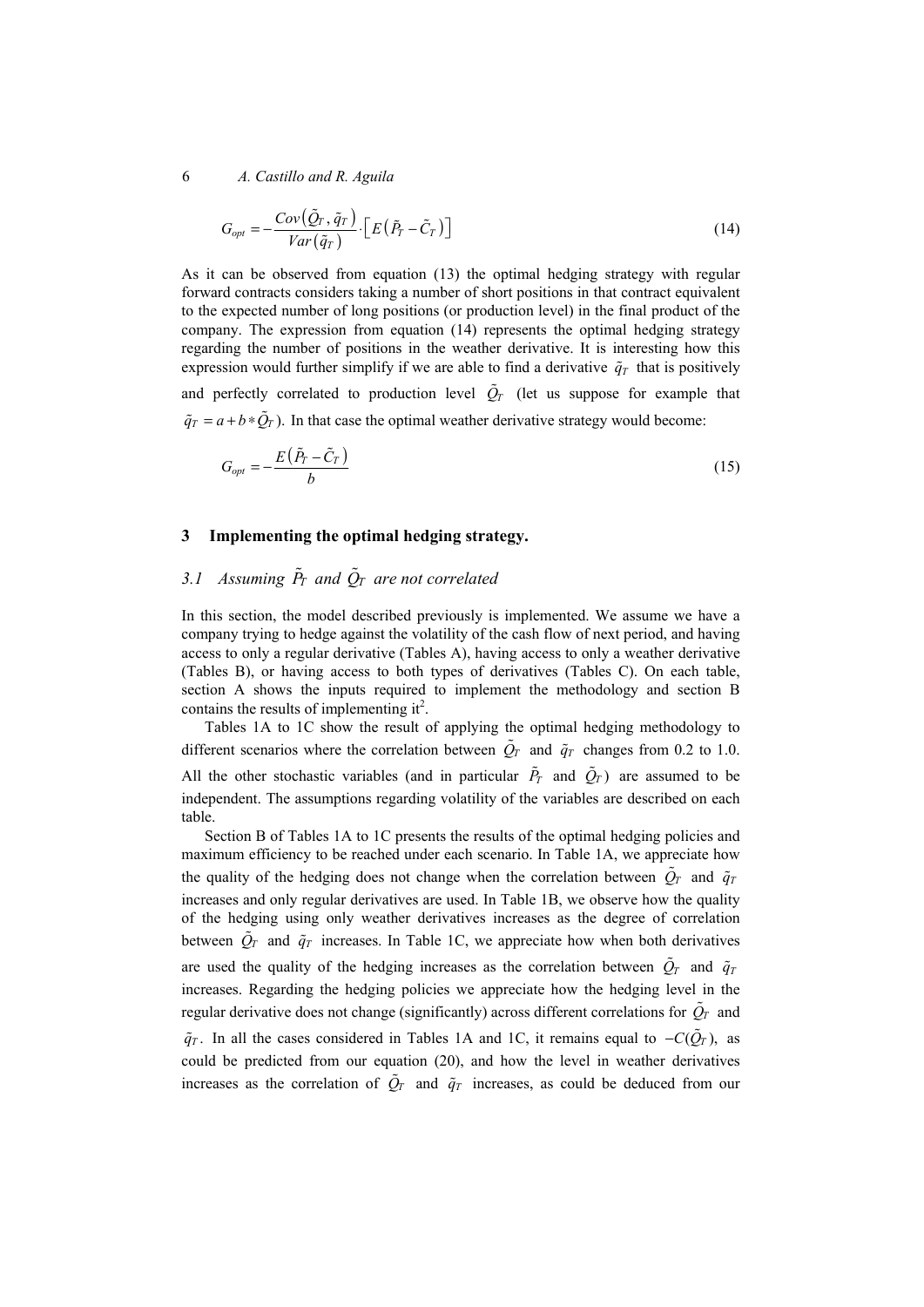$$G_{opt} = -\frac{Cov\left(\tilde{Q}_T, \tilde{q}_T\right)}{Var\left(\tilde{q}_T\right)} \cdot \left[E\left(\tilde{P}_T - \tilde{C}_T\right)\right] \tag{14}$$

As it can be observed from equation (13) the optimal hedging strategy with regular forward contracts considers taking a number of short positions in that contract equivalent to the expected number of long positions (or production level) in the final product of the company. The expression from equation (14) represents the optimal hedging strategy regarding the number of positions in the weather derivative. It is interesting how this expression would further simplify if we are able to find a derivative $\tilde{q}_T$ that is positively and perfectly correlated to production level $\tilde{Q}_T$ (let us suppose for example that $\tilde{q}_T = a + b * \tilde{Q}_T$). In that case the optimal weather derivative strategy would become:

$$G_{opt} = -\frac{E\left(\tilde{P}_T - \tilde{C}_T\right)}{b} \tag{15}$$

## 3 Implementing the optimal hedging strategy.

### 3.1 Assuming $\tilde{P}_T$ and $\tilde{Q}_T$ are not correlated

In this section, the model described previously is implemented. We assume we have a company trying to hedge against the volatility of the cash flow of next period, and having access to only a regular derivative (Tables A), having access to only a weather derivative (Tables B), or having access to both types of derivatives (Tables C). On each table, section A shows the inputs required to implement the methodology and section B contains the results of implementing it[2].

Tables 1A to 1C show the result of applying the optimal hedging methodology to different scenarios where the correlation between $\tilde{Q}_T$ and $\tilde{q}_T$ changes from 0.2 to 1.0. All the other stochastic variables (and in particular $\tilde{P}_T$ and $\tilde{Q}_T$) are assumed to be independent. The assumptions regarding volatility of the variables are described on each table.

Section B of Tables 1A to 1C presents the results of the optimal hedging policies and maximum efficiency to be reached under each scenario. In Table 1A, we appreciate how the quality of the hedging does not change when the correlation between $\tilde{Q}_T$ and $\tilde{q}_T$ increases and only regular derivatives are used. In Table 1B, we observe how the quality of the hedging using only weather derivatives increases as the degree of correlation between $\tilde{Q}_T$ and $\tilde{q}_T$ increases. In Table 1C, we appreciate how when both derivatives are used the quality of the hedging increases as the correlation between $\tilde{Q}_T$ and $\tilde{q}_T$ increases. Regarding the hedging policies we appreciate how the hedging level in the regular derivative does not change (significantly) across different correlations for $\tilde{Q}_T$ and $\tilde{q}_T$. In all the cases considered in Tables 1A and 1C, it remains equal to $-C(\tilde{Q}_T)$, as could be predicted from our equation (20), and how the level in weather derivatives increases as the correlation of $\tilde{Q}_T$ and $\tilde{q}_T$ increases, as could be deduced from our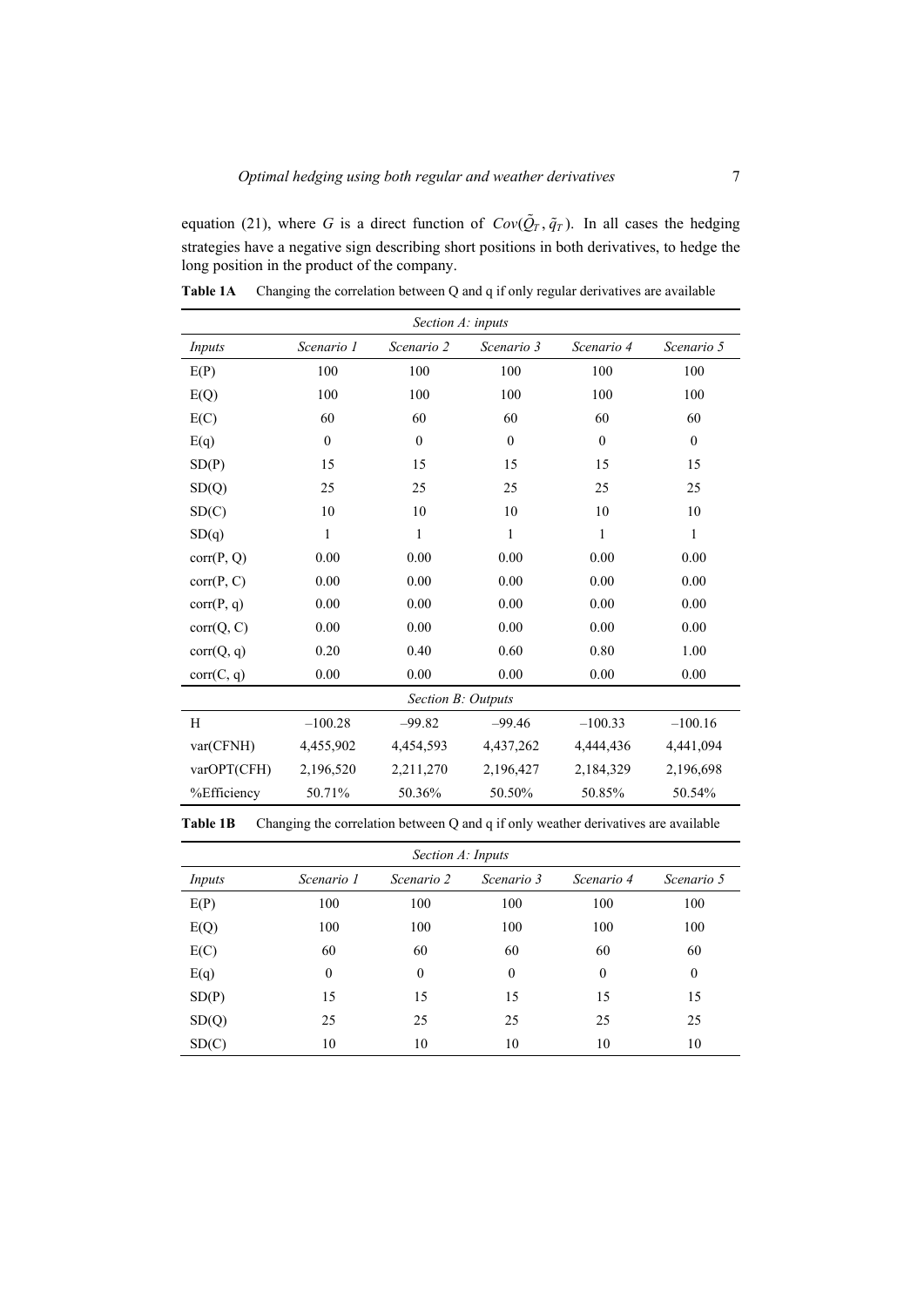equation (21), where $G$ is a direct function of $Cov(\tilde{Q}_T, \tilde{q}_T)$. In all cases the hedging strategies have a negative sign describing short positions in both derivatives, to hedge the long position in the product of the company.

**Table 1A** Changing the correlation between Q and q if only regular derivatives are available

| *Section A: inputs* | | | | | |
|---|---|---|---|---|---|
| *Inputs* | *Scenario 1* | *Scenario 2* | *Scenario 3* | *Scenario 4* | *Scenario 5* |
| E(P) | 100 | 100 | 100 | 100 | 100 |
| E(Q) | 100 | 100 | 100 | 100 | 100 |
| E(C) | 60 | 60 | 60 | 60 | 60 |
| E(q) | 0 | 0 | 0 | 0 | 0 |
| SD(P) | 15 | 15 | 15 | 15 | 15 |
| SD(Q) | 25 | 25 | 25 | 25 | 25 |
| SD(C) | 10 | 10 | 10 | 10 | 10 |
| SD(q) | 1 | 1 | 1 | 1 | 1 |
| corr(P, Q) | 0.00 | 0.00 | 0.00 | 0.00 | 0.00 |
| corr(P, C) | 0.00 | 0.00 | 0.00 | 0.00 | 0.00 |
| corr(P, q) | 0.00 | 0.00 | 0.00 | 0.00 | 0.00 |
| corr(Q, C) | 0.00 | 0.00 | 0.00 | 0.00 | 0.00 |
| corr(Q, q) | 0.20 | 0.40 | 0.60 | 0.80 | 1.00 |
| corr(C, q) | 0.00 | 0.00 | 0.00 | 0.00 | 0.00 |
| *Section B: Outputs* | | | | | |
| H | –100.28 | –99.82 | –99.46 | –100.33 | –100.16 |
| var(CFNH) | 4,455,902 | 4,454,593 | 4,437,262 | 4,444,436 | 4,441,094 |
| varOPT(CFH) | 2,196,520 | 2,211,270 | 2,196,427 | 2,184,329 | 2,196,698 |
| %Efficiency | 50.71% | 50.36% | 50.50% | 50.85% | 50.54% |

**Table 1B** Changing the correlation between Q and q if only weather derivatives are available

| *Section A: Inputs* | | | | | |
|---|---|---|---|---|---|
| *Inputs* | *Scenario 1* | *Scenario 2* | *Scenario 3* | *Scenario 4* | *Scenario 5* |
| E(P) | 100 | 100 | 100 | 100 | 100 |
| E(Q) | 100 | 100 | 100 | 100 | 100 |
| E(C) | 60 | 60 | 60 | 60 | 60 |
| E(q) | 0 | 0 | 0 | 0 | 0 |
| SD(P) | 15 | 15 | 15 | 15 | 15 |
| SD(Q) | 25 | 25 | 25 | 25 | 25 |
| SD(C) | 10 | 10 | 10 | 10 | 10 |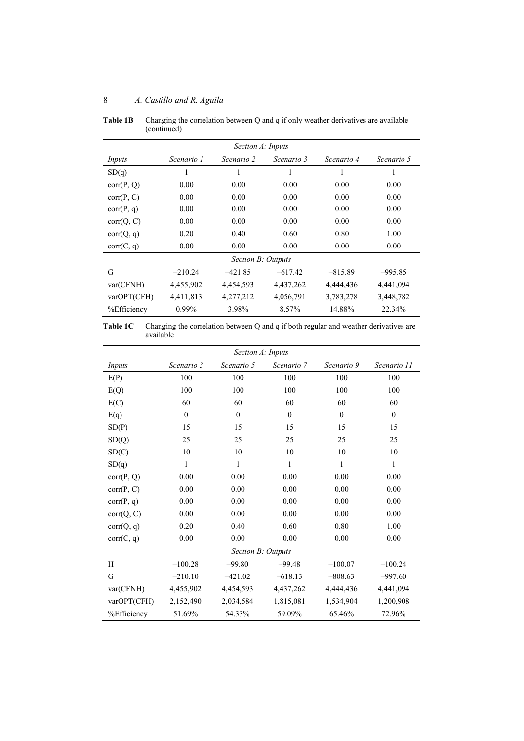**Table 1B** Changing the correlation between Q and q if only weather derivatives are available (continued)

| *Section A: Inputs* | | | | | |
|---|---|---|---|---|---|
| *Inputs* | *Scenario 1* | *Scenario 2* | *Scenario 3* | *Scenario 4* | *Scenario 5* |
| SD(q) | 1 | 1 | 1 | 1 | 1 |
| corr(P, Q) | 0.00 | 0.00 | 0.00 | 0.00 | 0.00 |
| corr(P, C) | 0.00 | 0.00 | 0.00 | 0.00 | 0.00 |
| corr(P, q) | 0.00 | 0.00 | 0.00 | 0.00 | 0.00 |
| corr(Q, C) | 0.00 | 0.00 | 0.00 | 0.00 | 0.00 |
| corr(Q, q) | 0.20 | 0.40 | 0.60 | 0.80 | 1.00 |
| corr(C, q) | 0.00 | 0.00 | 0.00 | 0.00 | 0.00 |
| *Section B: Outputs* | | | | | |
| G | –210.24 | –421.85 | –617.42 | –815.89 | –995.85 |
| var(CFNH) | 4,455,902 | 4,454,593 | 4,437,262 | 4,444,436 | 4,441,094 |
| varOPT(CFH) | 4,411,813 | 4,277,212 | 4,056,791 | 3,783,278 | 3,448,782 |
| %Efficiency | 0.99% | 3.98% | 8.57% | 14.88% | 22.34% |

**Table 1C** Changing the correlation between Q and q if both regular and weather derivatives are available

| *Section A: Inputs* | | | | | |
|---|---|---|---|---|---|
| *Inputs* | *Scenario 3* | *Scenario 5* | *Scenario 7* | *Scenario 9* | *Scenario 11* |
| E(P) | 100 | 100 | 100 | 100 | 100 |
| E(Q) | 100 | 100 | 100 | 100 | 100 |
| E(C) | 60 | 60 | 60 | 60 | 60 |
| E(q) | 0 | 0 | 0 | 0 | 0 |
| SD(P) | 15 | 15 | 15 | 15 | 15 |
| SD(Q) | 25 | 25 | 25 | 25 | 25 |
| SD(C) | 10 | 10 | 10 | 10 | 10 |
| SD(q) | 1 | 1 | 1 | 1 | 1 |
| corr(P, Q) | 0.00 | 0.00 | 0.00 | 0.00 | 0.00 |
| corr(P, C) | 0.00 | 0.00 | 0.00 | 0.00 | 0.00 |
| corr(P, q) | 0.00 | 0.00 | 0.00 | 0.00 | 0.00 |
| corr(Q, C) | 0.00 | 0.00 | 0.00 | 0.00 | 0.00 |
| corr(Q, q) | 0.20 | 0.40 | 0.60 | 0.80 | 1.00 |
| corr(C, q) | 0.00 | 0.00 | 0.00 | 0.00 | 0.00 |
| *Section B: Outputs* | | | | | |
| H | –100.28 | –99.80 | –99.48 | –100.07 | –100.24 |
| G | –210.10 | –421.02 | –618.13 | –808.63 | –997.60 |
| var(CFNH) | 4,455,902 | 4,454,593 | 4,437,262 | 4,444,436 | 4,441,094 |
| varOPT(CFH) | 2,152,490 | 2,034,584 | 1,815,081 | 1,534,904 | 1,200,908 |
| %Efficiency | 51.69% | 54.33% | 59.09% | 65.46% | 72.96% |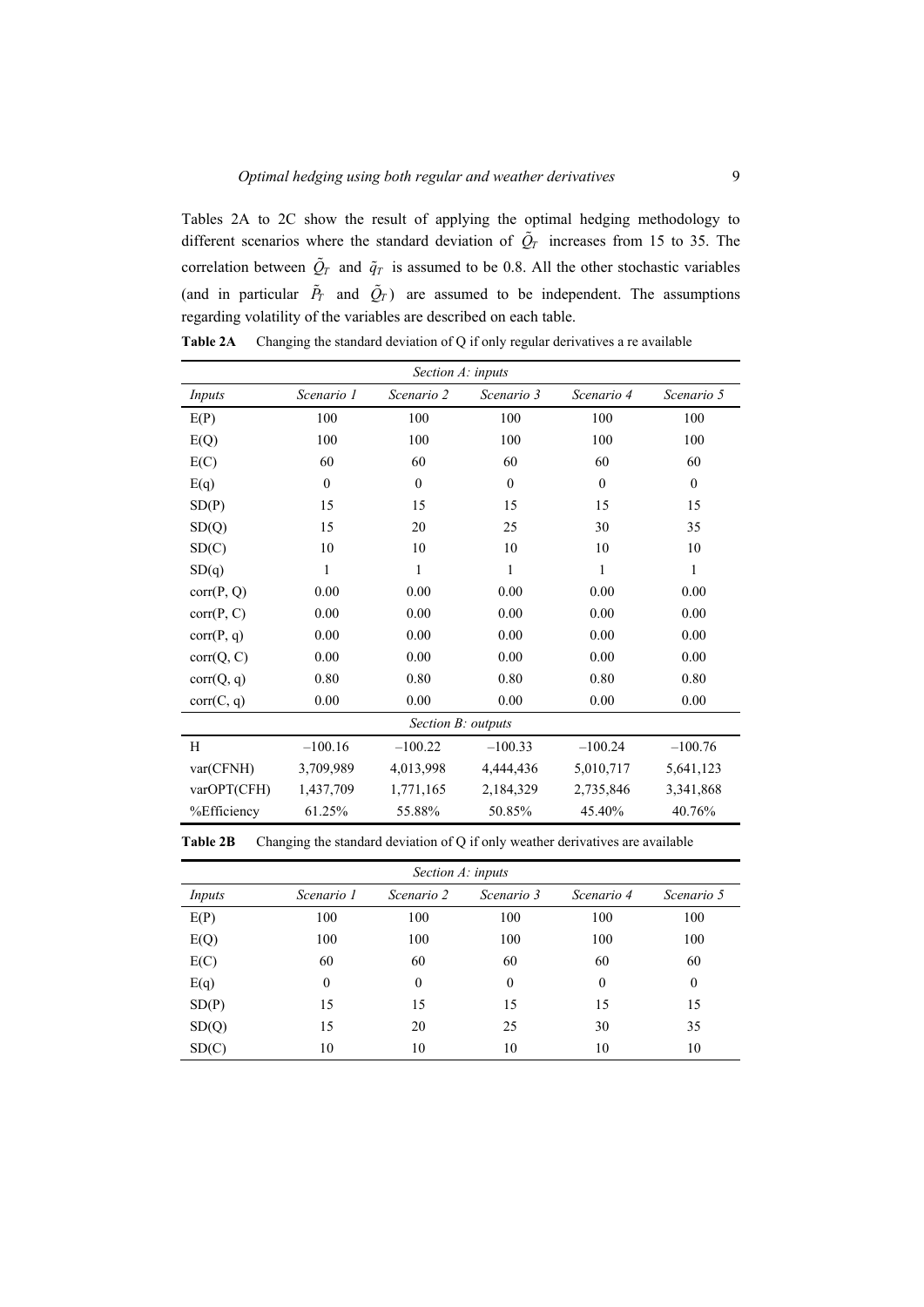Tables 2A to 2C show the result of applying the optimal hedging methodology to different scenarios where the standard deviation of $\tilde{Q}_T$ increases from 15 to 35. The correlation between $\tilde{Q}_T$ and $\tilde{q}_T$ is assumed to be 0.8. All the other stochastic variables (and in particular $\tilde{P}_T$ and $\tilde{Q}_T$) are assumed to be independent. The assumptions regarding volatility of the variables are described on each table.

**Table 2A** Changing the standard deviation of Q if only regular derivatives a re available

| *Section A: inputs* | | | | | |
|---|---|---|---|---|---|
| *Inputs* | *Scenario 1* | *Scenario 2* | *Scenario 3* | *Scenario 4* | *Scenario 5* |
| E(P) | 100 | 100 | 100 | 100 | 100 |
| E(Q) | 100 | 100 | 100 | 100 | 100 |
| E(C) | 60 | 60 | 60 | 60 | 60 |
| E(q) | 0 | 0 | 0 | 0 | 0 |
| SD(P) | 15 | 15 | 15 | 15 | 15 |
| SD(Q) | 15 | 20 | 25 | 30 | 35 |
| SD(C) | 10 | 10 | 10 | 10 | 10 |
| SD(q) | 1 | 1 | 1 | 1 | 1 |
| corr(P, Q) | 0.00 | 0.00 | 0.00 | 0.00 | 0.00 |
| corr(P, C) | 0.00 | 0.00 | 0.00 | 0.00 | 0.00 |
| corr(P, q) | 0.00 | 0.00 | 0.00 | 0.00 | 0.00 |
| corr(Q, C) | 0.00 | 0.00 | 0.00 | 0.00 | 0.00 |
| corr(Q, q) | 0.80 | 0.80 | 0.80 | 0.80 | 0.80 |
| corr(C, q) | 0.00 | 0.00 | 0.00 | 0.00 | 0.00 |
| *Section B: outputs* | | | | | |
| H | –100.16 | –100.22 | –100.33 | –100.24 | –100.76 |
| var(CFNH) | 3,709,989 | 4,013,998 | 4,444,436 | 5,010,717 | 5,641,123 |
| varOPT(CFH) | 1,437,709 | 1,771,165 | 2,184,329 | 2,735,846 | 3,341,868 |
| %Efficiency | 61.25% | 55.88% | 50.85% | 45.40% | 40.76% |

**Table 2B** Changing the standard deviation of Q if only weather derivatives are available

| *Section A: inputs* | | | | | |
|---|---|---|---|---|---|
| *Inputs* | *Scenario 1* | *Scenario 2* | *Scenario 3* | *Scenario 4* | *Scenario 5* |
| E(P) | 100 | 100 | 100 | 100 | 100 |
| E(Q) | 100 | 100 | 100 | 100 | 100 |
| E(C) | 60 | 60 | 60 | 60 | 60 |
| E(q) | 0 | 0 | 0 | 0 | 0 |
| SD(P) | 15 | 15 | 15 | 15 | 15 |
| SD(Q) | 15 | 20 | 25 | 30 | 35 |
| SD(C) | 10 | 10 | 10 | 10 | 10 |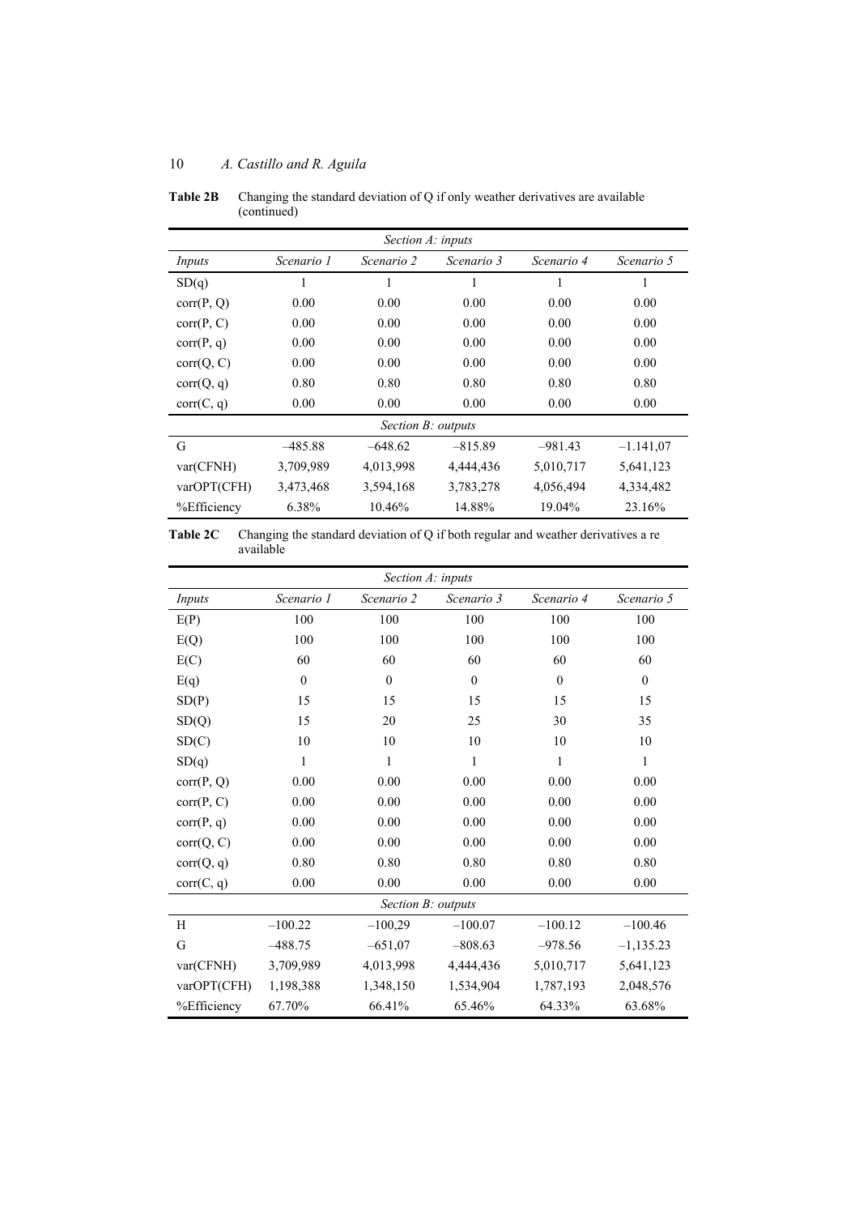**Table 2B** Changing the standard deviation of Q if only weather derivatives are available (continued)

| *Section A: inputs* | | | | | |
|---|---|---|---|---|---|
| *Inputs* | *Scenario 1* | *Scenario 2* | *Scenario 3* | *Scenario 4* | *Scenario 5* |
| SD(q) | 1 | 1 | 1 | 1 | 1 |
| corr(P, Q) | 0.00 | 0.00 | 0.00 | 0.00 | 0.00 |
| corr(P, C) | 0.00 | 0.00 | 0.00 | 0.00 | 0.00 |
| corr(P, q) | 0.00 | 0.00 | 0.00 | 0.00 | 0.00 |
| corr(Q, C) | 0.00 | 0.00 | 0.00 | 0.00 | 0.00 |
| corr(Q, q) | 0.80 | 0.80 | 0.80 | 0.80 | 0.80 |
| corr(C, q) | 0.00 | 0.00 | 0.00 | 0.00 | 0.00 |
| *Section B: outputs* | | | | | |
| G | –485.88 | –648.62 | –815.89 | –981.43 | –1.141,07 |
| var(CFNH) | 3,709,989 | 4,013,998 | 4,444,436 | 5,010,717 | 5,641,123 |
| varOPT(CFH) | 3,473,468 | 3,594,168 | 3,783,278 | 4,056,494 | 4,334,482 |
| %Efficiency | 6.38% | 10.46% | 14.88% | 19.04% | 23.16% |

**Table 2C** Changing the standard deviation of Q if both regular and weather derivatives a re available

| *Section A: inputs* | | | | | |
|---|---|---|---|---|---|
| *Inputs* | *Scenario 1* | *Scenario 2* | *Scenario 3* | *Scenario 4* | *Scenario 5* |
| E(P) | 100 | 100 | 100 | 100 | 100 |
| E(Q) | 100 | 100 | 100 | 100 | 100 |
| E(C) | 60 | 60 | 60 | 60 | 60 |
| E(q) | 0 | 0 | 0 | 0 | 0 |
| SD(P) | 15 | 15 | 15 | 15 | 15 |
| SD(Q) | 15 | 20 | 25 | 30 | 35 |
| SD(C) | 10 | 10 | 10 | 10 | 10 |
| SD(q) | 1 | 1 | 1 | 1 | 1 |
| corr(P, Q) | 0.00 | 0.00 | 0.00 | 0.00 | 0.00 |
| corr(P, C) | 0.00 | 0.00 | 0.00 | 0.00 | 0.00 |
| corr(P, q) | 0.00 | 0.00 | 0.00 | 0.00 | 0.00 |
| corr(Q, C) | 0.00 | 0.00 | 0.00 | 0.00 | 0.00 |
| corr(Q, q) | 0.80 | 0.80 | 0.80 | 0.80 | 0.80 |
| corr(C, q) | 0.00 | 0.00 | 0.00 | 0.00 | 0.00 |
| *Section B: outputs* | | | | | |
| H | –100.22 | –100,29 | –100.07 | –100.12 | –100.46 |
| G | –488.75 | –651,07 | –808.63 | –978.56 | –1,135.23 |
| var(CFNH) | 3,709,989 | 4,013,998 | 4,444,436 | 5,010,717 | 5,641,123 |
| varOPT(CFH) | 1,198,388 | 1,348,150 | 1,534,904 | 1,787,193 | 2,048,576 |
| %Efficiency | 67.70% | 66.41% | 65.46% | 64.33% | 63.68% |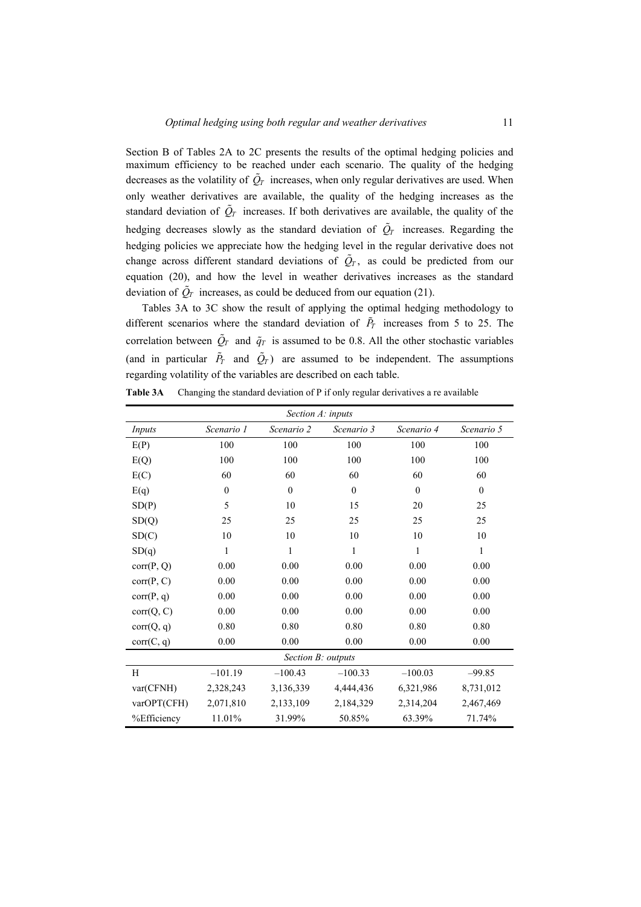Section B of Tables 2A to 2C presents the results of the optimal hedging policies and maximum efficiency to be reached under each scenario. The quality of the hedging decreases as the volatility of $\tilde{Q}_T$ increases, when only regular derivatives are used. When only weather derivatives are available, the quality of the hedging increases as the standard deviation of $\tilde{Q}_T$ increases. If both derivatives are available, the quality of the hedging decreases slowly as the standard deviation of $\tilde{Q}_T$ increases. Regarding the hedging policies we appreciate how the hedging level in the regular derivative does not change across different standard deviations of $\tilde{Q}_T$, as could be predicted from our equation (20), and how the level in weather derivatives increases as the standard deviation of $\tilde{Q}_T$ increases, as could be deduced from our equation (21).

Tables 3A to 3C show the result of applying the optimal hedging methodology to different scenarios where the standard deviation of $\tilde{P}_T$ increases from 5 to 25. The correlation between $\tilde{Q}_T$ and $\tilde{q}_T$ is assumed to be 0.8. All the other stochastic variables (and in particular $\tilde{P}_T$ and $\tilde{Q}_T$) are assumed to be independent. The assumptions regarding volatility of the variables are described on each table.

**Table 3A** Changing the standard deviation of P if only regular derivatives a re available

| *Section A: inputs* | | | | | |
|---|---|---|---|---|---|
| *Inputs* | *Scenario 1* | *Scenario 2* | *Scenario 3* | *Scenario 4* | *Scenario 5* |
| E(P) | 100 | 100 | 100 | 100 | 100 |
| E(Q) | 100 | 100 | 100 | 100 | 100 |
| E(C) | 60 | 60 | 60 | 60 | 60 |
| E(q) | 0 | 0 | 0 | 0 | 0 |
| SD(P) | 5 | 10 | 15 | 20 | 25 |
| SD(Q) | 25 | 25 | 25 | 25 | 25 |
| SD(C) | 10 | 10 | 10 | 10 | 10 |
| SD(q) | 1 | 1 | 1 | 1 | 1 |
| corr(P, Q) | 0.00 | 0.00 | 0.00 | 0.00 | 0.00 |
| corr(P, C) | 0.00 | 0.00 | 0.00 | 0.00 | 0.00 |
| corr(P, q) | 0.00 | 0.00 | 0.00 | 0.00 | 0.00 |
| corr(Q, C) | 0.00 | 0.00 | 0.00 | 0.00 | 0.00 |
| corr(Q, q) | 0.80 | 0.80 | 0.80 | 0.80 | 0.80 |
| corr(C, q) | 0.00 | 0.00 | 0.00 | 0.00 | 0.00 |
| *Section B: outputs* | | | | | |
| H | –101.19 | –100.43 | –100.33 | –100.03 | –99.85 |
| var(CFNH) | 2,328,243 | 3,136,339 | 4,444,436 | 6,321,986 | 8,731,012 |
| varOPT(CFH) | 2,071,810 | 2,133,109 | 2,184,329 | 2,314,204 | 2,467,469 |
| %Efficiency | 11.01% | 31.99% | 50.85% | 63.39% | 71.74% |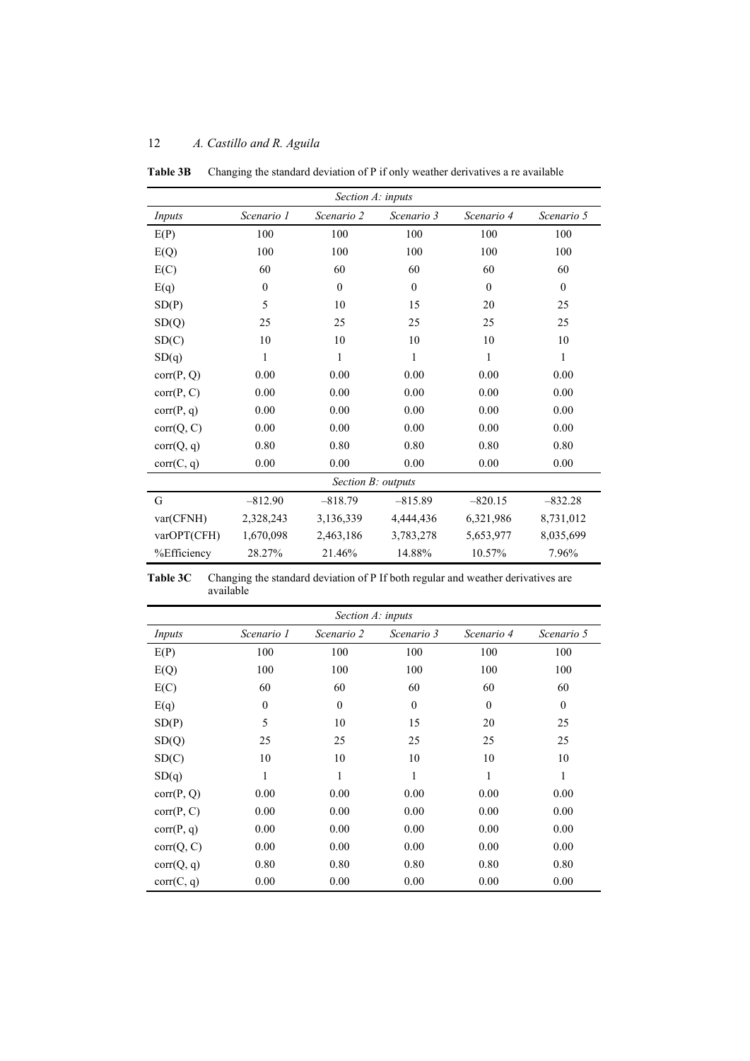**Table 3B** Changing the standard deviation of P if only weather derivatives a re available

| *Section A: inputs* | | | | | |
|---|---|---|---|---|---|
| *Inputs* | *Scenario 1* | *Scenario 2* | *Scenario 3* | *Scenario 4* | *Scenario 5* |
| E(P) | 100 | 100 | 100 | 100 | 100 |
| E(Q) | 100 | 100 | 100 | 100 | 100 |
| E(C) | 60 | 60 | 60 | 60 | 60 |
| E(q) | 0 | 0 | 0 | 0 | 0 |
| SD(P) | 5 | 10 | 15 | 20 | 25 |
| SD(Q) | 25 | 25 | 25 | 25 | 25 |
| SD(C) | 10 | 10 | 10 | 10 | 10 |
| SD(q) | 1 | 1 | 1 | 1 | 1 |
| corr(P, Q) | 0.00 | 0.00 | 0.00 | 0.00 | 0.00 |
| corr(P, C) | 0.00 | 0.00 | 0.00 | 0.00 | 0.00 |
| corr(P, q) | 0.00 | 0.00 | 0.00 | 0.00 | 0.00 |
| corr(Q, C) | 0.00 | 0.00 | 0.00 | 0.00 | 0.00 |
| corr(Q, q) | 0.80 | 0.80 | 0.80 | 0.80 | 0.80 |
| corr(C, q) | 0.00 | 0.00 | 0.00 | 0.00 | 0.00 |
| *Section B: outputs* | | | | | |
| G | –812.90 | –818.79 | –815.89 | –820.15 | –832.28 |
| var(CFNH) | 2,328,243 | 3,136,339 | 4,444,436 | 6,321,986 | 8,731,012 |
| varOPT(CFH) | 1,670,098 | 2,463,186 | 3,783,278 | 5,653,977 | 8,035,699 |
| %Efficiency | 28.27% | 21.46% | 14.88% | 10.57% | 7.96% |

**Table 3C** Changing the standard deviation of P If both regular and weather derivatives are available

| *Section A: inputs* | | | | | |
|---|---|---|---|---|---|
| *Inputs* | *Scenario 1* | *Scenario 2* | *Scenario 3* | *Scenario 4* | *Scenario 5* |
| E(P) | 100 | 100 | 100 | 100 | 100 |
| E(Q) | 100 | 100 | 100 | 100 | 100 |
| E(C) | 60 | 60 | 60 | 60 | 60 |
| E(q) | 0 | 0 | 0 | 0 | 0 |
| SD(P) | 5 | 10 | 15 | 20 | 25 |
| SD(Q) | 25 | 25 | 25 | 25 | 25 |
| SD(C) | 10 | 10 | 10 | 10 | 10 |
| SD(q) | 1 | 1 | 1 | 1 | 1 |
| corr(P, Q) | 0.00 | 0.00 | 0.00 | 0.00 | 0.00 |
| corr(P, C) | 0.00 | 0.00 | 0.00 | 0.00 | 0.00 |
| corr(P, q) | 0.00 | 0.00 | 0.00 | 0.00 | 0.00 |
| corr(Q, C) | 0.00 | 0.00 | 0.00 | 0.00 | 0.00 |
| corr(Q, q) | 0.80 | 0.80 | 0.80 | 0.80 | 0.80 |
| corr(C, q) | 0.00 | 0.00 | 0.00 | 0.00 | 0.00 |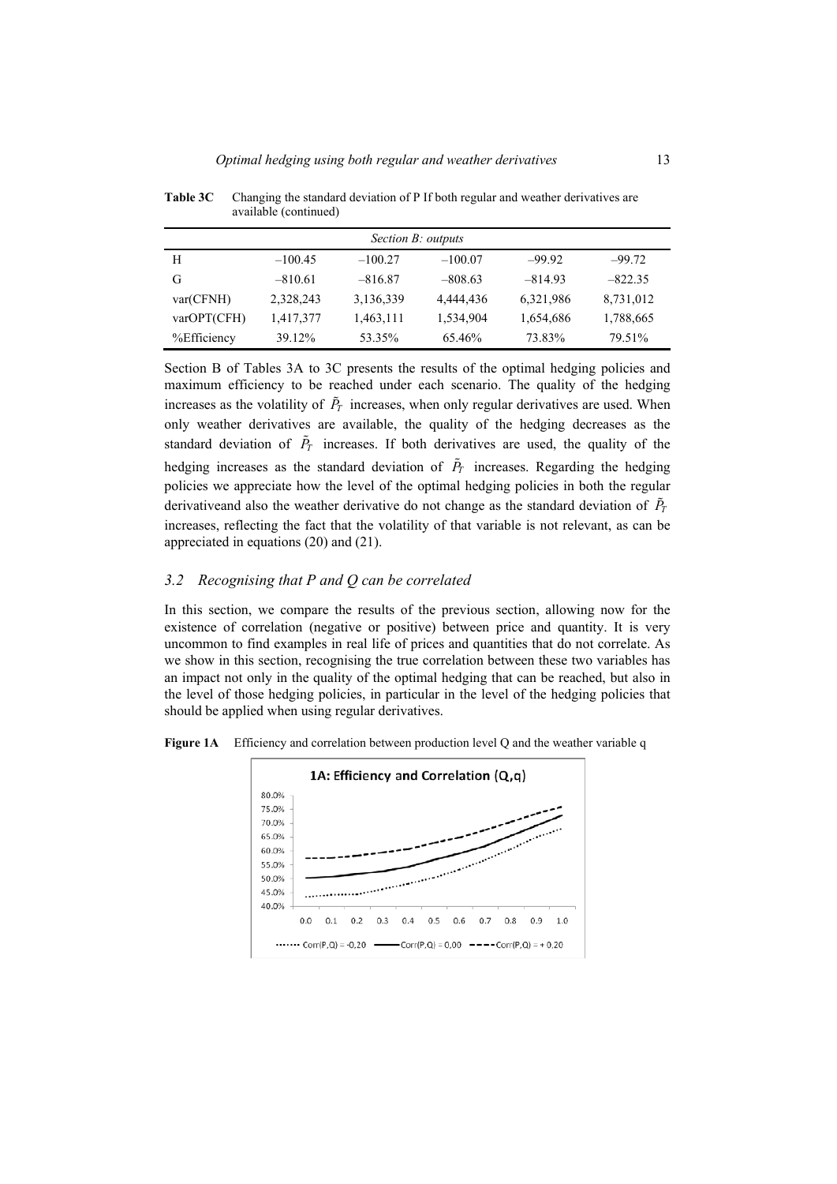**Table 3C** Changing the standard deviation of P If both regular and weather derivatives are available (continued)

| *Section B: outputs* | | | | | |
|---|---|---|---|---|---|
| H | –100.45 | –100.27 | –100.07 | –99.92 | –99.72 |
| G | –810.61 | –816.87 | –808.63 | –814.93 | –822.35 |
| var(CFNH) | 2,328,243 | 3,136,339 | 4,444,436 | 6,321,986 | 8,731,012 |
| varOPT(CFH) | 1,417,377 | 1,463,111 | 1,534,904 | 1,654,686 | 1,788,665 |
| %Efficiency | 39.12% | 53.35% | 65.46% | 73.83% | 79.51% |

Section B of Tables 3A to 3C presents the results of the optimal hedging policies and maximum efficiency to be reached under each scenario. The quality of the hedging increases as the volatility of $\tilde{P}_T$ increases, when only regular derivatives are used. When only weather derivatives are available, the quality of the hedging decreases as the standard deviation of $\tilde{P}_T$ increases. If both derivatives are used, the quality of the hedging increases as the standard deviation of $\tilde{P}_T$ increases. Regarding the hedging policies we appreciate how the level of the optimal hedging policies in both the regular derivativeand also the weather derivative do not change as the standard deviation of $\tilde{P}_T$ increases, reflecting the fact that the volatility of that variable is not relevant, as can be appreciated in equations (20) and (21).

### *3.2 Recognising that P and Q can be correlated*

In this section, we compare the results of the previous section, allowing now for the existence of correlation (negative or positive) between price and quantity. It is very uncommon to find examples in real life of prices and quantities that do not correlate. As we show in this section, recognising the true correlation between these two variables has an impact not only in the quality of the optimal hedging that can be reached, but also in the level of those hedging policies, in particular in the level of the hedging policies that should be applied when using regular derivatives.

**Figure 1A** Efficiency and correlation between production level Q and the weather variable q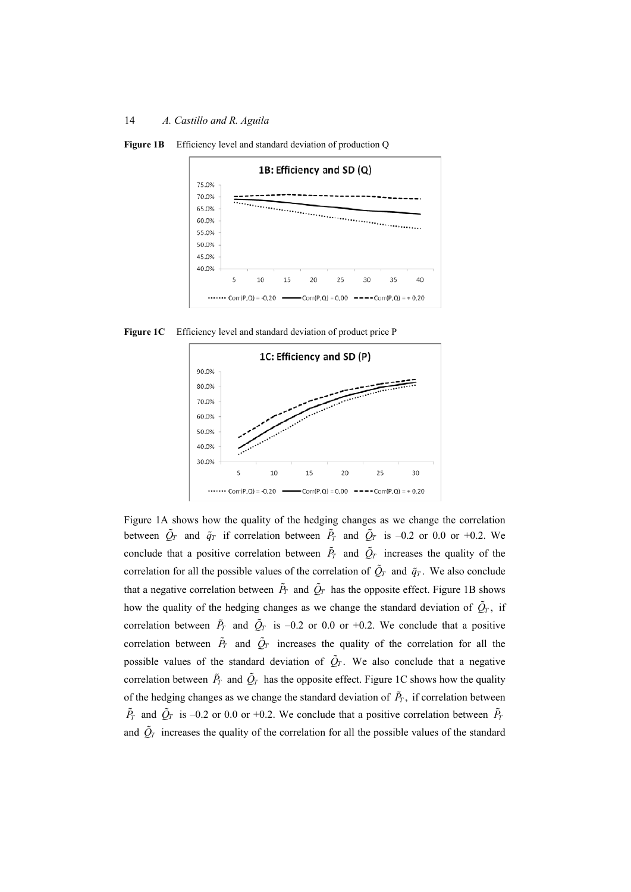**Figure 1B** Efficiency level and standard deviation of production Q

**Figure 1C** Efficiency level and standard deviation of product price P

Figure 1A shows how the quality of the hedging changes as we change the correlation between $\tilde{Q}_T$ and $\tilde{q}_T$ if correlation between $\tilde{P}_T$ and $\tilde{Q}_T$ is –0.2 or 0.0 or +0.2. We conclude that a positive correlation between $\tilde{P}_T$ and $\tilde{Q}_T$ increases the quality of the correlation for all the possible values of the correlation of $\tilde{Q}_T$ and $\tilde{q}_T$. We also conclude that a negative correlation between $\tilde{P}_T$ and $\tilde{Q}_T$ has the opposite effect. Figure 1B shows how the quality of the hedging changes as we change the standard deviation of $\tilde{Q}_T$, if correlation between $\tilde{P}_T$ and $\tilde{Q}_T$ is –0.2 or 0.0 or +0.2. We conclude that a positive correlation between $\tilde{P}_T$ and $\tilde{Q}_T$ increases the quality of the correlation for all the possible values of the standard deviation of $\tilde{Q}_T$. We also conclude that a negative correlation between $\tilde{P}_T$ and $\tilde{Q}_T$ has the opposite effect. Figure 1C shows how the quality of the hedging changes as we change the standard deviation of $\tilde{P}_T$, if correlation between $\tilde{P}_T$ and $\tilde{Q}_T$ is –0.2 or 0.0 or +0.2. We conclude that a positive correlation between $\tilde{P}_T$ and $\tilde{Q}_T$ increases the quality of the correlation for all the possible values of the standard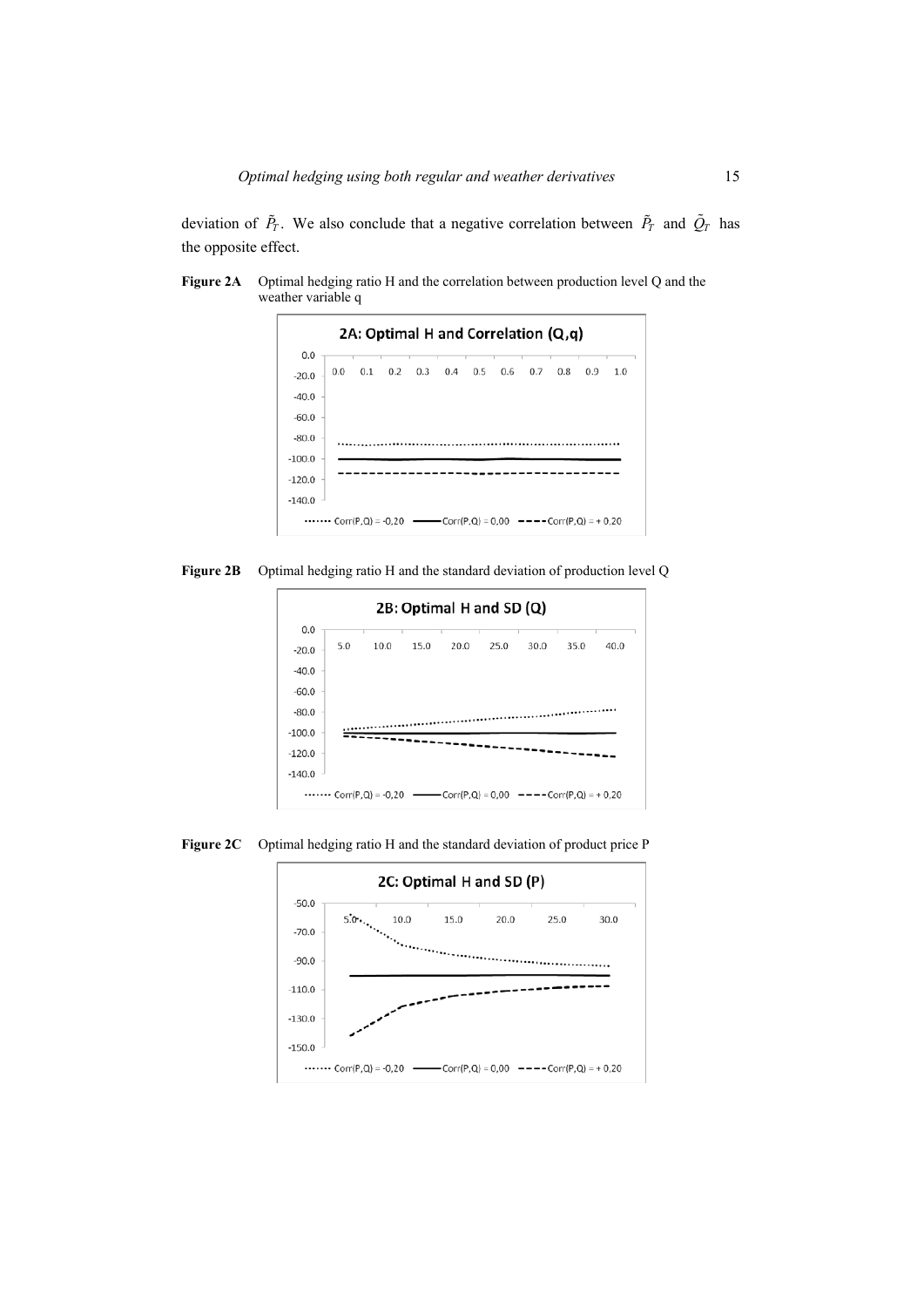deviation of $\tilde{P}_T$. We also conclude that a negative correlation between $\tilde{P}_T$ and $\tilde{Q}_T$ has the opposite effect.

**Figure 2A** Optimal hedging ratio H and the correlation between production level Q and the weather variable q

**Figure 2B** Optimal hedging ratio H and the standard deviation of production level Q

**Figure 2C** Optimal hedging ratio H and the standard deviation of product price P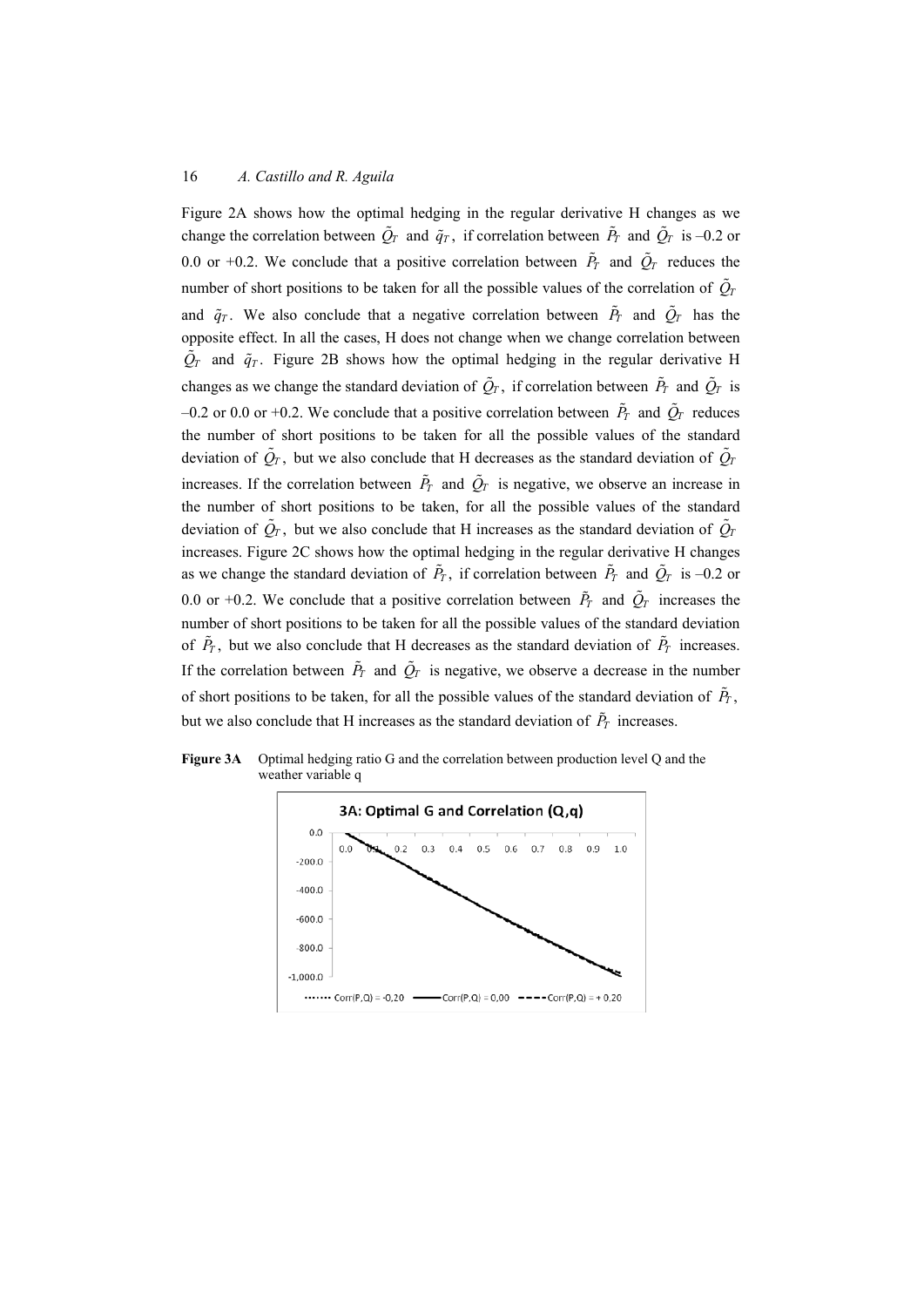Figure 2A shows how the optimal hedging in the regular derivative H changes as we change the correlation between $\tilde{Q}_T$ and $\tilde{q}_T$, if correlation between $\tilde{P}_T$ and $\tilde{Q}_T$ is –0.2 or 0.0 or +0.2. We conclude that a positive correlation between $\tilde{P}_T$ and $\tilde{Q}_T$ reduces the number of short positions to be taken for all the possible values of the correlation of $\tilde{Q}_T$ and $\tilde{q}_T$. We also conclude that a negative correlation between $\tilde{P}_T$ and $\tilde{Q}_T$ has the opposite effect. In all the cases, H does not change when we change correlation between $\tilde{Q}_T$ and $\tilde{q}_T$. Figure 2B shows how the optimal hedging in the regular derivative H changes as we change the standard deviation of $\tilde{Q}_T$, if correlation between $\tilde{P}_T$ and $\tilde{Q}_T$ is –0.2 or 0.0 or +0.2. We conclude that a positive correlation between $\tilde{P}_T$ and $\tilde{Q}_T$ reduces the number of short positions to be taken for all the possible values of the standard deviation of $\tilde{Q}_T$, but we also conclude that H decreases as the standard deviation of $\tilde{Q}_T$ increases. If the correlation between $\tilde{P}_T$ and $\tilde{Q}_T$ is negative, we observe an increase in the number of short positions to be taken, for all the possible values of the standard deviation of $\tilde{Q}_T$, but we also conclude that H increases as the standard deviation of $\tilde{Q}_T$ increases. Figure 2C shows how the optimal hedging in the regular derivative H changes as we change the standard deviation of $\tilde{P}_T$, if correlation between $\tilde{P}_T$ and $\tilde{Q}_T$ is –0.2 or 0.0 or +0.2. We conclude that a positive correlation between $\tilde{P}_T$ and $\tilde{Q}_T$ increases the number of short positions to be taken for all the possible values of the standard deviation of $\tilde{P}_T$, but we also conclude that H decreases as the standard deviation of $\tilde{P}_T$ increases. If the correlation between $\tilde{P}_T$ and $\tilde{Q}_T$ is negative, we observe a decrease in the number of short positions to be taken, for all the possible values of the standard deviation of $\tilde{P}_T$, but we also conclude that H increases as the standard deviation of $\tilde{P}_T$ increases.

**Figure 3A** Optimal hedging ratio G and the correlation between production level Q and the weather variable q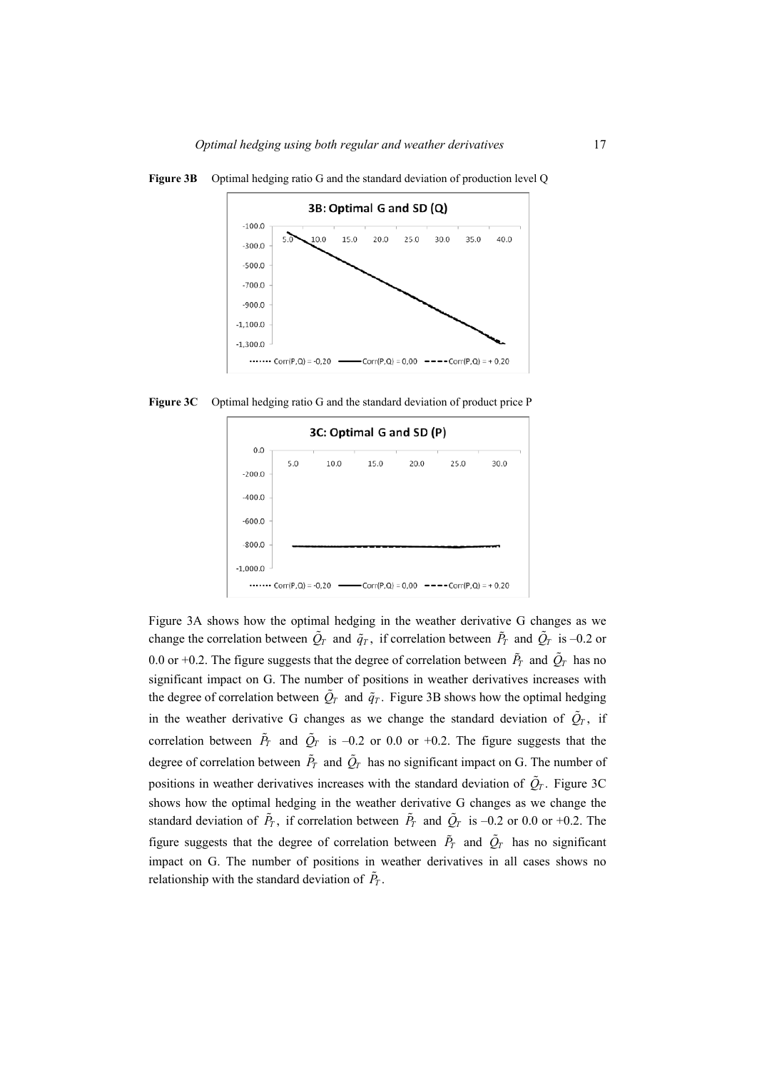**Figure 3B** Optimal hedging ratio G and the standard deviation of production level Q

**Figure 3C** Optimal hedging ratio G and the standard deviation of product price P

Figure 3A shows how the optimal hedging in the weather derivative G changes as we change the correlation between $\tilde{Q}_T$ and $\tilde{q}_T$, if correlation between $\tilde{P}_T$ and $\tilde{Q}_T$ is –0.2 or 0.0 or +0.2. The figure suggests that the degree of correlation between $\tilde{P}_T$ and $\tilde{Q}_T$ has no significant impact on G. The number of positions in weather derivatives increases with the degree of correlation between $\tilde{Q}_T$ and $\tilde{q}_T$. Figure 3B shows how the optimal hedging in the weather derivative G changes as we change the standard deviation of $\tilde{Q}_T$, if correlation between $\tilde{P}_T$ and $\tilde{Q}_T$ is –0.2 or 0.0 or +0.2. The figure suggests that the degree of correlation between $\tilde{P}_T$ and $\tilde{Q}_T$ has no significant impact on G. The number of positions in weather derivatives increases with the standard deviation of $\tilde{Q}_T$. Figure 3C shows how the optimal hedging in the weather derivative G changes as we change the standard deviation of $\tilde{P}_T$, if correlation between $\tilde{P}_T$ and $\tilde{Q}_T$ is –0.2 or 0.0 or +0.2. The figure suggests that the degree of correlation between $\tilde{P}_T$ and $\tilde{Q}_T$ has no significant impact on G. The number of positions in weather derivatives in all cases shows no relationship with the standard deviation of $\tilde{P}_T$.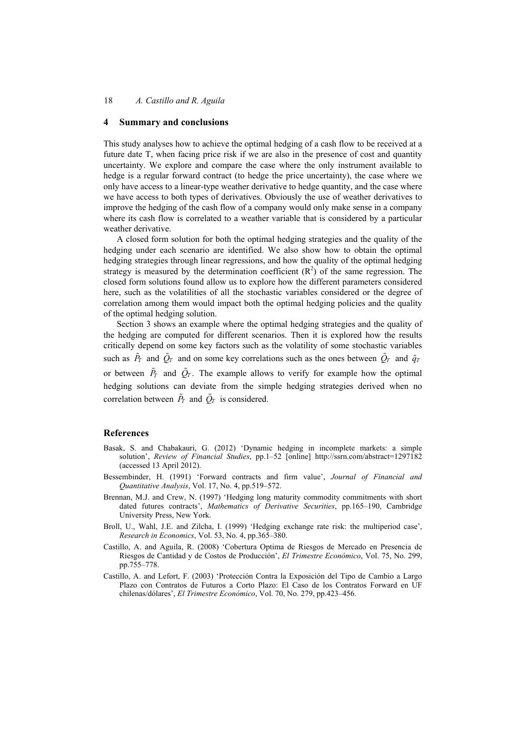## 4 Summary and conclusions

This study analyses how to achieve the optimal hedging of a cash flow to be received at a future date T, when facing price risk if we are also in the presence of cost and quantity uncertainty. We explore and compare the case where the only instrument available to hedge is a regular forward contract (to hedge the price uncertainty), the case where we only have access to a linear-type weather derivative to hedge quantity, and the case where we have access to both types of derivatives. Obviously the use of weather derivatives to improve the hedging of the cash flow of a company would only make sense in a company where its cash flow is correlated to a weather variable that is considered by a particular weather derivative.

A closed form solution for both the optimal hedging strategies and the quality of the hedging under each scenario are identified. We also show how to obtain the optimal hedging strategies through linear regressions, and how the quality of the optimal hedging strategy is measured by the determination coefficient ($R^2$) of the same regression. The closed form solutions found allow us to explore how the different parameters considered here, such as the volatilities of all the stochastic variables considered or the degree of correlation among them would impact both the optimal hedging policies and the quality of the optimal hedging solution.

Section 3 shows an example where the optimal hedging strategies and the quality of the hedging are computed for different scenarios. Then it is explored how the results critically depend on some key factors such as the volatility of some stochastic variables such as $\tilde{P}_T$ and $\tilde{Q}_T$ and on some key correlations such as the ones between $\tilde{Q}_T$ and $\tilde{q}_T$ or between $\tilde{P}_T$ and $\tilde{Q}_T$. The example allows to verify for example how the optimal hedging solutions can deviate from the simple hedging strategies derived when no correlation between $\tilde{P}_T$ and $\tilde{Q}_T$ is considered.

## References

Basak, S. and Chabakauri, G. (2012) 'Dynamic hedging in incomplete markets: a simple solution', *Review of Financial Studies*, pp.1–52 [online] http://ssrn.com/abstract=1297182 (accessed 13 April 2012).

Bessembinder, H. (1991) 'Forward contracts and firm value', *Journal of Financial and Quantitative Analysis*, Vol. 17, No. 4, pp.519–572.

Brennan, M.J. and Crew, N. (1997) 'Hedging long maturity commodity commitments with short dated futures contracts', *Mathematics of Derivative Securities*, pp.165–190, Cambridge University Press, New York.

Broll, U., Wahl, J.E. and Zilcha, I. (1999) 'Hedging exchange rate risk: the multiperiod case', *Research in Economics*, Vol. 53, No. 4, pp.365–380.

Castillo, A. and Aguila, R. (2008) 'Cobertura Optima de Riesgos de Mercado en Presencia de Riesgos de Cantidad y de Costos de Producción', *El Trimestre Económico*, Vol. 75, No. 299, pp.755–778.

Castillo, A. and Lefort, F. (2003) 'Protección Contra la Exposición del Tipo de Cambio a Largo Plazo con Contratos de Futuros a Corto Plazo: El Caso de los Contratos Forward en UF chilenas/dólares', *El Trimestre Económico*, Vol. 70, No. 279, pp.423–456.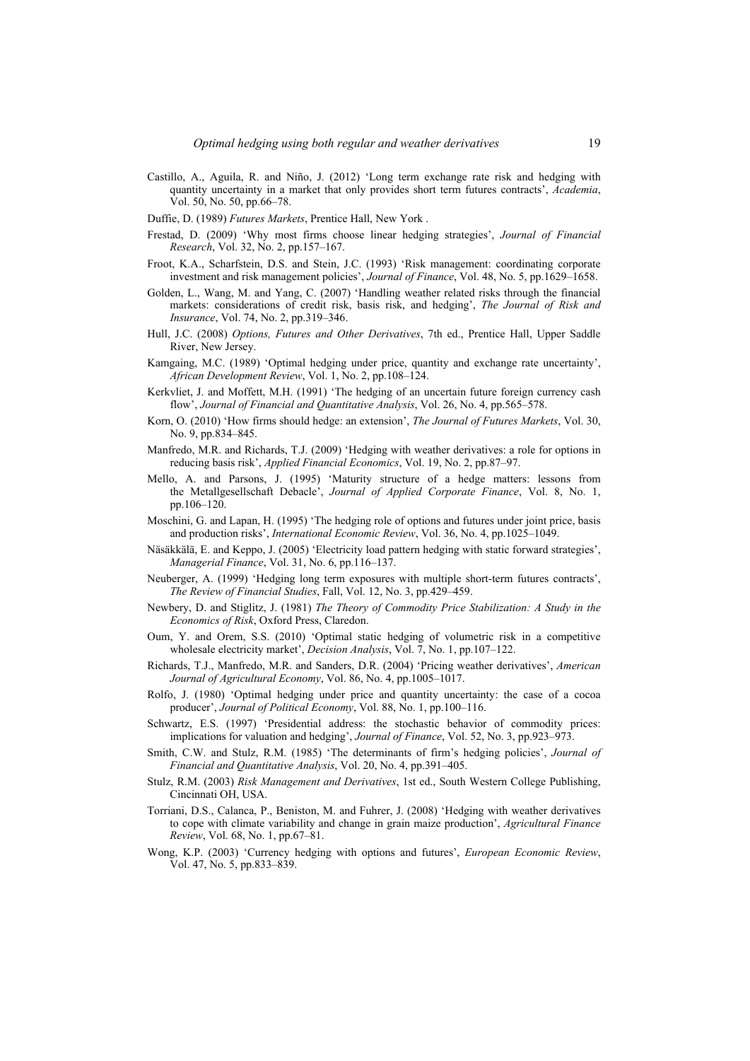Castillo, A., Aguila, R. and Niño, J. (2012) 'Long term exchange rate risk and hedging with quantity uncertainty in a market that only provides short term futures contracts', *Academia*, Vol. 50, No. 50, pp.66–78.

Duffie, D. (1989) *Futures Markets*, Prentice Hall, New York .

Frestad, D. (2009) 'Why most firms choose linear hedging strategies', *Journal of Financial Research*, Vol. 32, No. 2, pp.157–167.

Froot, K.A., Scharfstein, D.S. and Stein, J.C. (1993) 'Risk management: coordinating corporate investment and risk management policies', *Journal of Finance*, Vol. 48, No. 5, pp.1629–1658.

Golden, L., Wang, M. and Yang, C. (2007) 'Handling weather related risks through the financial markets: considerations of credit risk, basis risk, and hedging', *The Journal of Risk and Insurance*, Vol. 74, No. 2, pp.319–346.

Hull, J.C. (2008) *Options, Futures and Other Derivatives*, 7th ed., Prentice Hall, Upper Saddle River, New Jersey.

Kamgaing, M.C. (1989) 'Optimal hedging under price, quantity and exchange rate uncertainty', *African Development Review*, Vol. 1, No. 2, pp.108–124.

Kerkvliet, J. and Moffett, M.H. (1991) 'The hedging of an uncertain future foreign currency cash flow', *Journal of Financial and Quantitative Analysis*, Vol. 26, No. 4, pp.565–578.

Korn, O. (2010) 'How firms should hedge: an extension', *The Journal of Futures Markets*, Vol. 30, No. 9, pp.834–845.

Manfredo, M.R. and Richards, T.J. (2009) 'Hedging with weather derivatives: a role for options in reducing basis risk', *Applied Financial Economics*, Vol. 19, No. 2, pp.87–97.

Mello, A. and Parsons, J. (1995) 'Maturity structure of a hedge matters: lessons from the Metallgesellschaft Debacle', *Journal of Applied Corporate Finance*, Vol. 8, No. 1, pp.106–120.

Moschini, G. and Lapan, H. (1995) 'The hedging role of options and futures under joint price, basis and production risks', *International Economic Review*, Vol. 36, No. 4, pp.1025–1049.

Näsäkkälä, E. and Keppo, J. (2005) 'Electricity load pattern hedging with static forward strategies', *Managerial Finance*, Vol. 31, No. 6, pp.116–137.

Neuberger, A. (1999) 'Hedging long term exposures with multiple short-term futures contracts', *The Review of Financial Studies*, Fall, Vol. 12, No. 3, pp.429–459.

Newbery, D. and Stiglitz, J. (1981) *The Theory of Commodity Price Stabilization: A Study in the Economics of Risk*, Oxford Press, Claredon.

Oum, Y. and Orem, S.S. (2010) 'Optimal static hedging of volumetric risk in a competitive wholesale electricity market', *Decision Analysis*, Vol. 7, No. 1, pp.107–122.

Richards, T.J., Manfredo, M.R. and Sanders, D.R. (2004) 'Pricing weather derivatives', *American Journal of Agricultural Economy*, Vol. 86, No. 4, pp.1005–1017.

Rolfo, J. (1980) 'Optimal hedging under price and quantity uncertainty: the case of a cocoa producer', *Journal of Political Economy*, Vol. 88, No. 1, pp.100–116.

Schwartz, E.S. (1997) 'Presidential address: the stochastic behavior of commodity prices: implications for valuation and hedging', *Journal of Finance*, Vol. 52, No. 3, pp.923–973.

Smith, C.W. and Stulz, R.M. (1985) 'The determinants of firm's hedging policies', *Journal of Financial and Quantitative Analysis*, Vol. 20, No. 4, pp.391–405.

Stulz, R.M. (2003) *Risk Management and Derivatives*, 1st ed., South Western College Publishing, Cincinnati OH, USA.

Torriani, D.S., Calanca, P., Beniston, M. and Fuhrer, J. (2008) 'Hedging with weather derivatives to cope with climate variability and change in grain maize production', *Agricultural Finance Review*, Vol. 68, No. 1, pp.67–81.

Wong, K.P. (2003) 'Currency hedging with options and futures', *European Economic Review*, Vol. 47, No. 5, pp.833–839.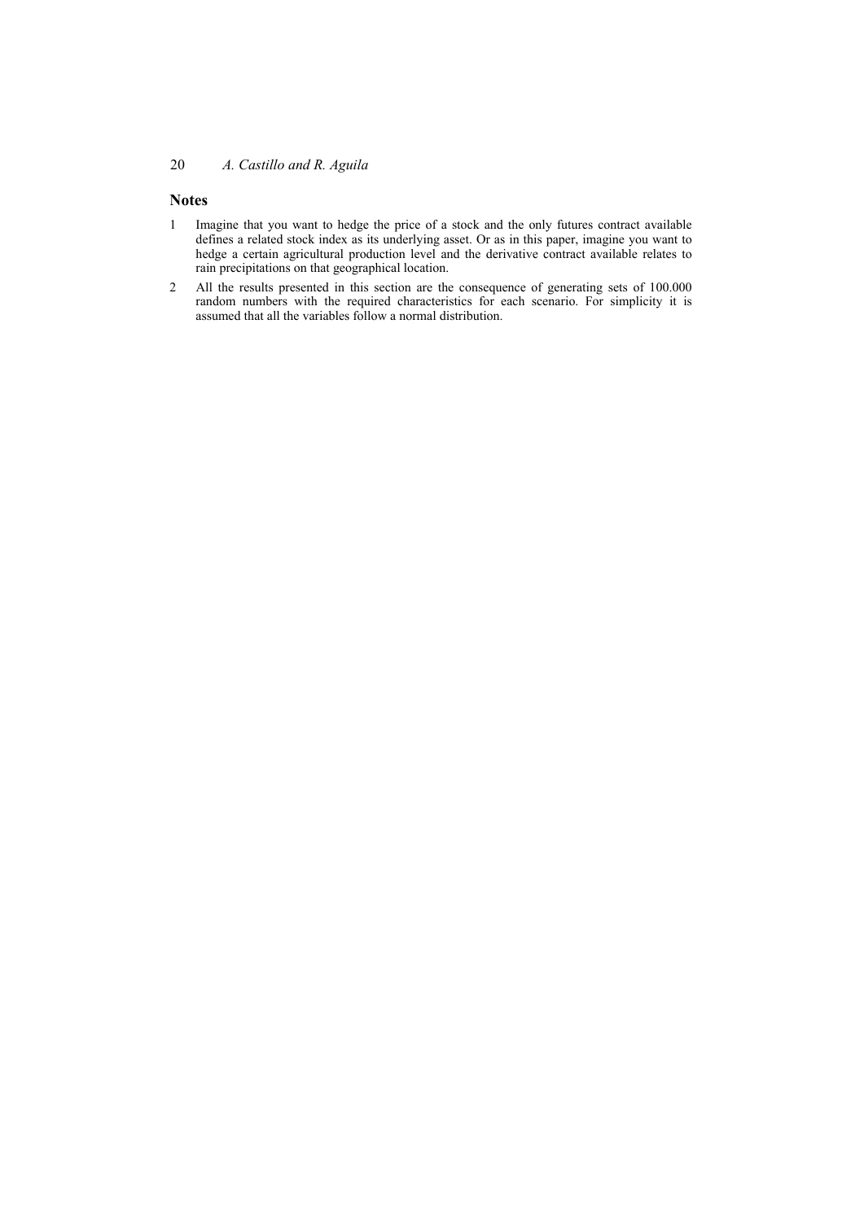## Notes

1 Imagine that you want to hedge the price of a stock and the only futures contract available defines a related stock index as its underlying asset. Or as in this paper, imagine you want to hedge a certain agricultural production level and the derivative contract available relates to rain precipitations on that geographical location.

2 All the results presented in this section are the consequence of generating sets of 100.000 random numbers with the required characteristics for each scenario. For simplicity it is assumed that all the variables follow a normal distribution.